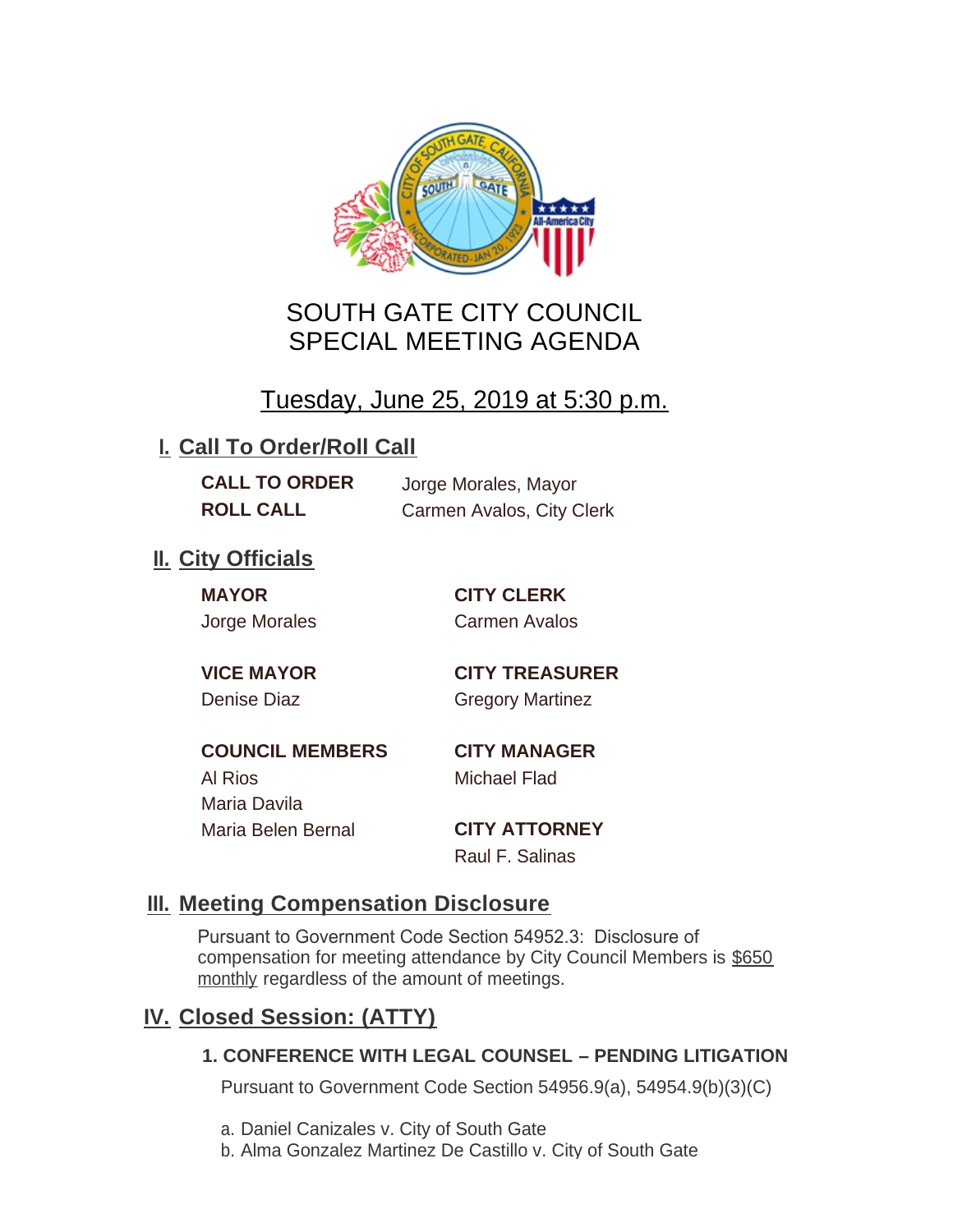# SOUTH GATE CITY COUNCIL
# SPECIAL MEETING AGENDA

## Tuesday, June 25, 2019 at 5:30 p.m.

## I. Call To Order/Roll Call

**CALL TO ORDER** Jorge Morales, Mayor

**ROLL CALL** Carmen Avalos, City Clerk

## II. City Officials

**MAYOR**
Jorge Morales

**VICE MAYOR**
Denise Diaz

**COUNCIL MEMBERS**
Al Rios
Maria Davila
Maria Belen Bernal

**CITY CLERK**
Carmen Avalos

**CITY TREASURER**
Gregory Martinez

**CITY MANAGER**
Michael Flad

**CITY ATTORNEY**
Raul F. Salinas

## III. Meeting Compensation Disclosure

Pursuant to Government Code Section 54952.3: Disclosure of compensation for meeting attendance by City Council Members is $650 monthly regardless of the amount of meetings.

## IV. Closed Session: (ATTY)

### 1. CONFERENCE WITH LEGAL COUNSEL – PENDING LITIGATION

Pursuant to Government Code Section 54956.9(a), 54954.9(b)(3)(C)

a. Daniel Canizales v. City of South Gate
b. Alma Gonzalez Martinez De Castillo v. City of South Gate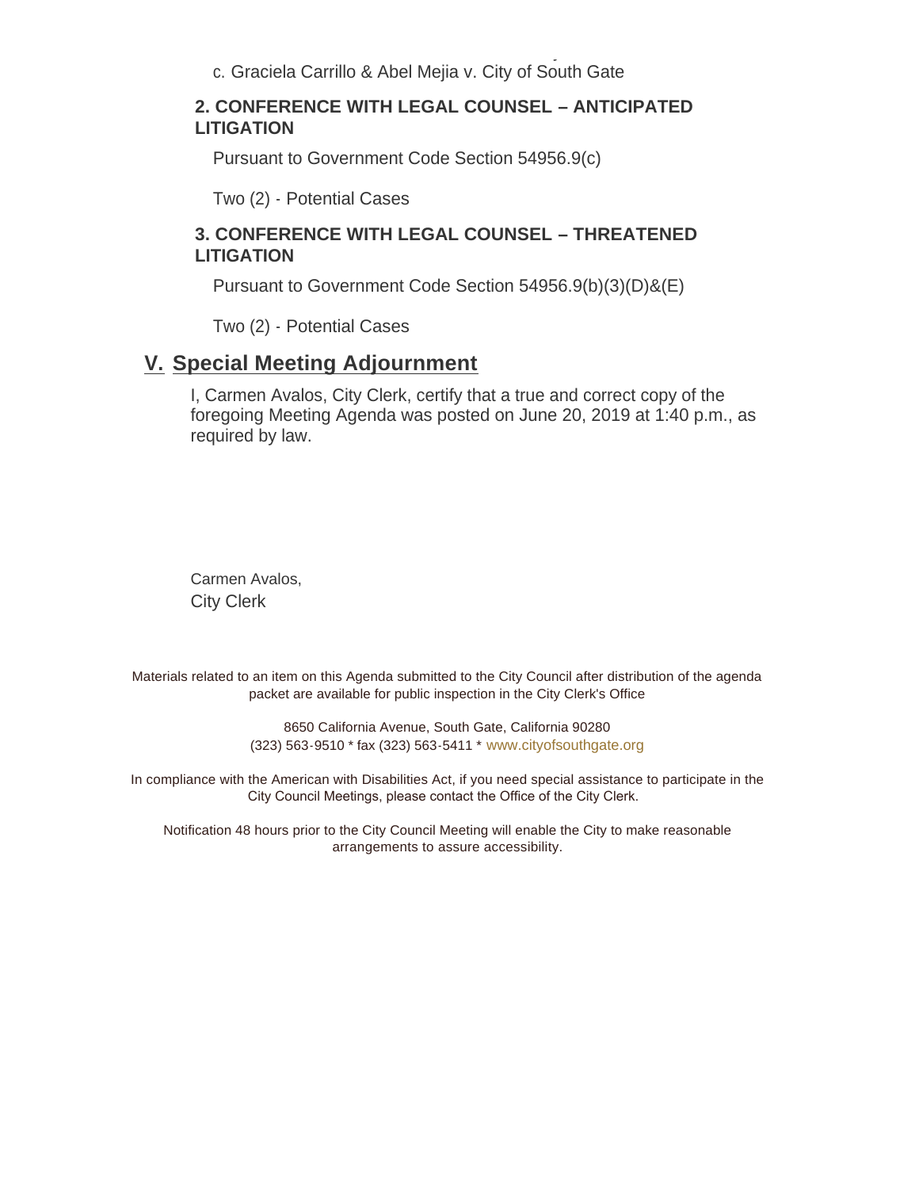c. Graciela Carrillo & Abel Mejia v. City of South Gate

**2. CONFERENCE WITH LEGAL COUNSEL – ANTICIPATED LITIGATION**

Pursuant to Government Code Section 54956.9(c)

Two (2) - Potential Cases

**3. CONFERENCE WITH LEGAL COUNSEL – THREATENED LITIGATION**

Pursuant to Government Code Section 54956.9(b)(3)(D)&(E)

Two (2) - Potential Cases

## V. Special Meeting Adjournment

I, Carmen Avalos, City Clerk, certify that a true and correct copy of the foregoing Meeting Agenda was posted on June 20, 2019 at 1:40 p.m., as required by law.

Carmen Avalos,
City Clerk

Materials related to an item on this Agenda submitted to the City Council after distribution of the agenda packet are available for public inspection in the City Clerk's Office

8650 California Avenue, South Gate, California 90280
(323) 563-9510 * fax (323) 563-5411 * www.cityofsouthgate.org

In compliance with the American with Disabilities Act, if you need special assistance to participate in the City Council Meetings, please contact the Office of the City Clerk.

Notification 48 hours prior to the City Council Meeting will enable the City to make reasonable arrangements to assure accessibility.